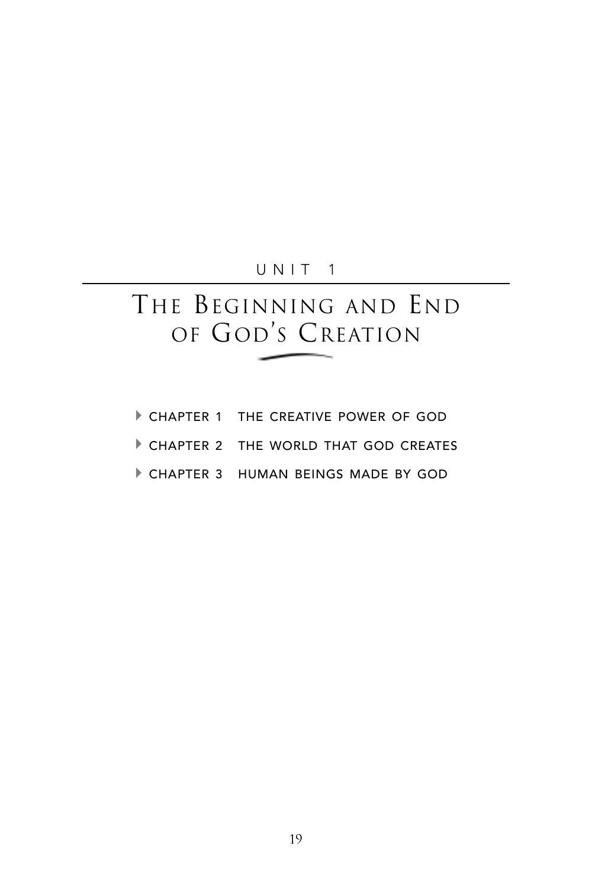UNIT 1

# The Beginning and End of God's Creation

- CHAPTER 1 THE CREATIVE POWER OF GOD
- CHAPTER 2 THE WORLD THAT GOD CREATES
- CHAPTER 3 HUMAN BEINGS MADE BY GOD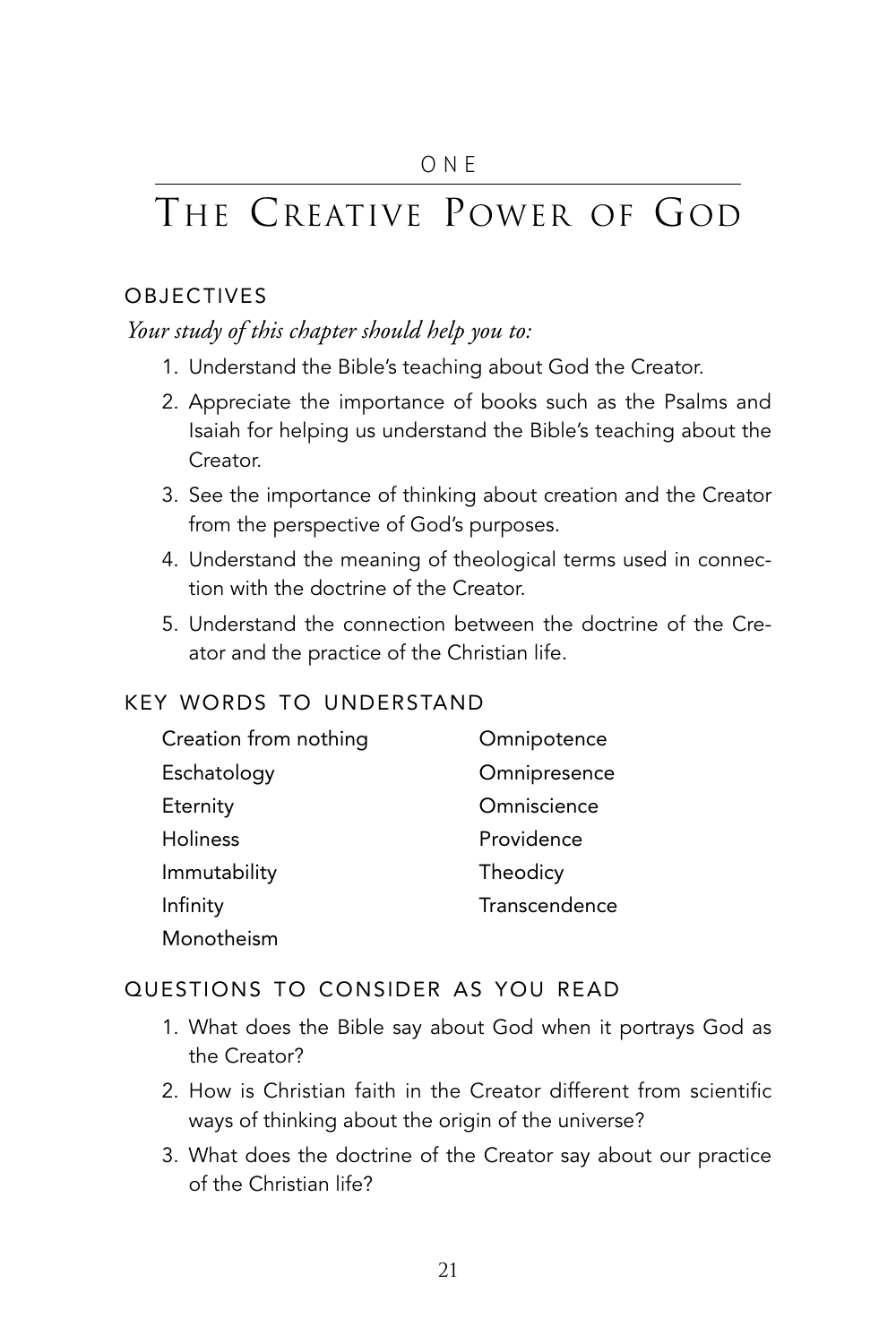ONE

# The Creative Power of God

## OBJECTIVES

*Your study of this chapter should help you to:*

1. Understand the Bible's teaching about God the Creator.
2. Appreciate the importance of books such as the Psalms and Isaiah for helping us understand the Bible's teaching about the Creator.
3. See the importance of thinking about creation and the Creator from the perspective of God's purposes.
4. Understand the meaning of theological terms used in connection with the doctrine of the Creator.
5. Understand the connection between the doctrine of the Creator and the practice of the Christian life.

## KEY WORDS TO UNDERSTAND

- Creation from nothing
- Eschatology
- Eternity
- Holiness
- Immutability
- Infinity
- Monotheism
- Omnipotence
- Omnipresence
- Omniscience
- Providence
- Theodicy
- Transcendence

## QUESTIONS TO CONSIDER AS YOU READ

1. What does the Bible say about God when it portrays God as the Creator?
2. How is Christian faith in the Creator different from scientific ways of thinking about the origin of the universe?
3. What does the doctrine of the Creator say about our practice of the Christian life?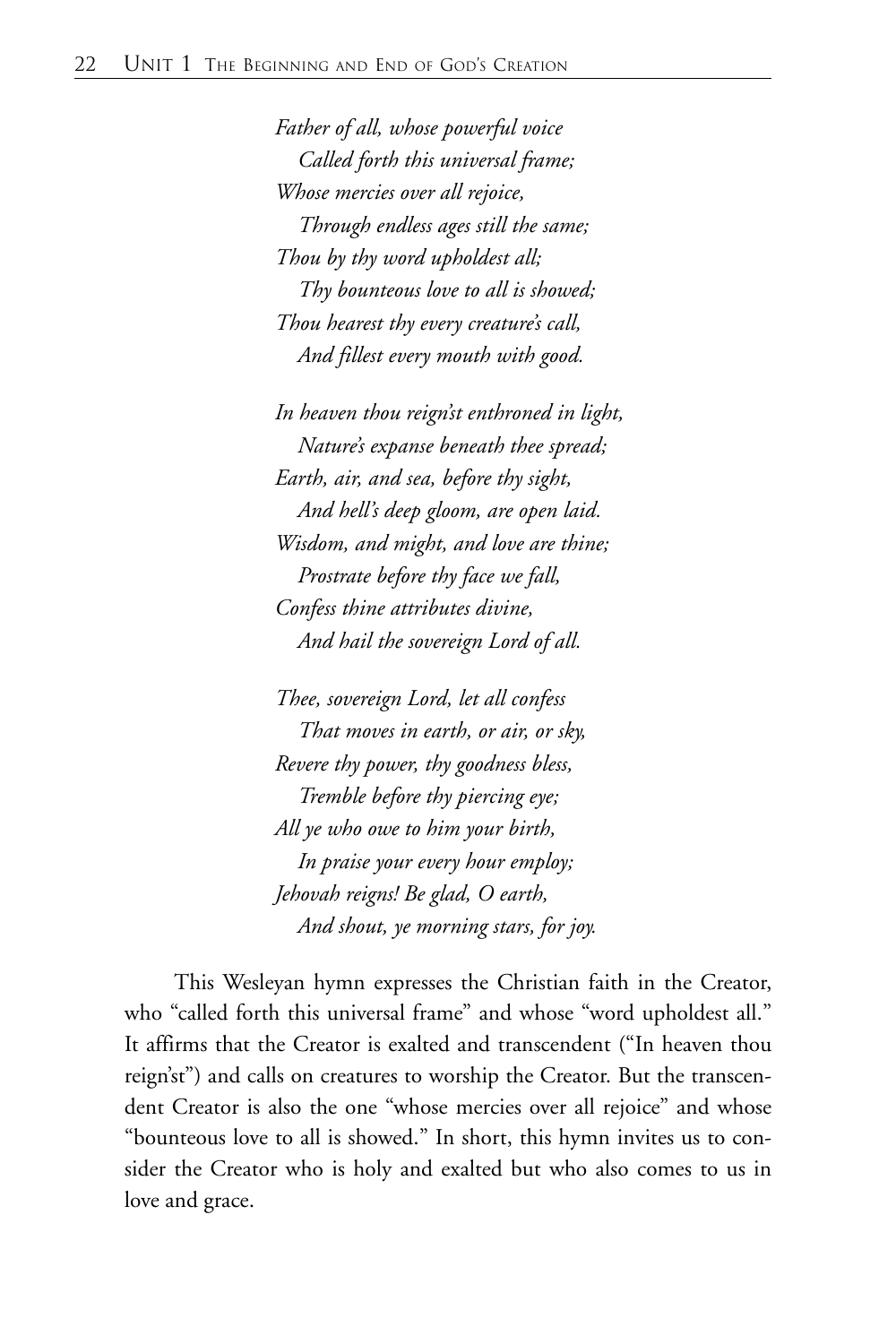*Father of all, whose powerful voice*
*Called forth this universal frame;*
*Whose mercies over all rejoice,*
*Through endless ages still the same;*
*Thou by thy word upholdest all;*
*Thy bounteous love to all is showed;*
*Thou hearest thy every creature's call,*
*And fillest every mouth with good.*

*In heaven thou reign'st enthroned in light,*
*Nature's expanse beneath thee spread;*
*Earth, air, and sea, before thy sight,*
*And hell's deep gloom, are open laid.*
*Wisdom, and might, and love are thine;*
*Prostrate before thy face we fall,*
*Confess thine attributes divine,*
*And hail the sovereign Lord of all.*

*Thee, sovereign Lord, let all confess*
*That moves in earth, or air, or sky,*
*Revere thy power, thy goodness bless,*
*Tremble before thy piercing eye;*
*All ye who owe to him your birth,*
*In praise your every hour employ;*
*Jehovah reigns! Be glad, O earth,*
*And shout, ye morning stars, for joy.*

This Wesleyan hymn expresses the Christian faith in the Creator, who "called forth this universal frame" and whose "word upholdest all." It affirms that the Creator is exalted and transcendent ("In heaven thou reign'st") and calls on creatures to worship the Creator. But the transcendent Creator is also the one "whose mercies over all rejoice" and whose "bounteous love to all is showed." In short, this hymn invites us to consider the Creator who is holy and exalted but who also comes to us in love and grace.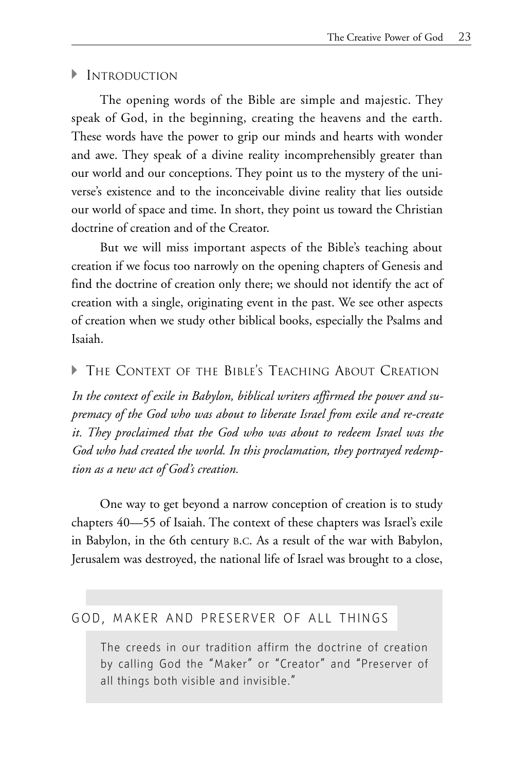## Introduction

The opening words of the Bible are simple and majestic. They speak of God, in the beginning, creating the heavens and the earth. These words have the power to grip our minds and hearts with wonder and awe. They speak of a divine reality incomprehensibly greater than our world and our conceptions. They point us to the mystery of the universe's existence and to the inconceivable divine reality that lies outside our world of space and time. In short, they point us toward the Christian doctrine of creation and of the Creator.

But we will miss important aspects of the Bible's teaching about creation if we focus too narrowly on the opening chapters of Genesis and find the doctrine of creation only there; we should not identify the act of creation with a single, originating event in the past. We see other aspects of creation when we study other biblical books, especially the Psalms and Isaiah.

## The Context of the Bible's Teaching About Creation

*In the context of exile in Babylon, biblical writers affirmed the power and supremacy of the God who was about to liberate Israel from exile and re-create it. They proclaimed that the God who was about to redeem Israel was the God who had created the world. In this proclamation, they portrayed redemption as a new act of God's creation.*

One way to get beyond a narrow conception of creation is to study chapters 40—55 of Isaiah. The context of these chapters was Israel's exile in Babylon, in the 6th century B.C. As a result of the war with Babylon, Jerusalem was destroyed, the national life of Israel was brought to a close,

> **GOD, MAKER AND PRESERVER OF ALL THINGS**
>
> The creeds in our tradition affirm the doctrine of creation by calling God the "Maker" or "Creator" and "Preserver of all things both visible and invisible."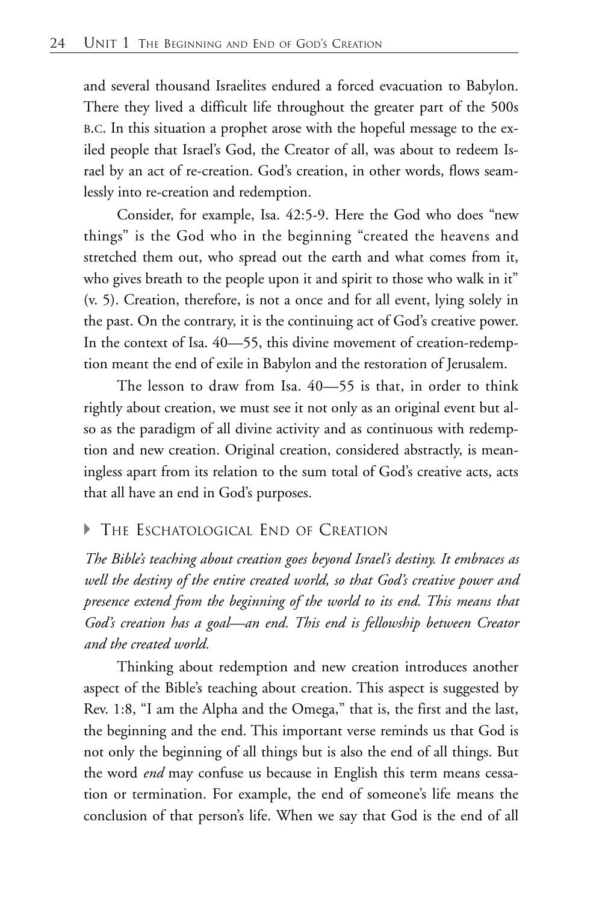and several thousand Israelites endured a forced evacuation to Babylon. There they lived a difficult life throughout the greater part of the 500s B.C. In this situation a prophet arose with the hopeful message to the exiled people that Israel's God, the Creator of all, was about to redeem Israel by an act of re-creation. God's creation, in other words, flows seamlessly into re-creation and redemption.

Consider, for example, Isa. 42:5-9. Here the God who does "new things" is the God who in the beginning "created the heavens and stretched them out, who spread out the earth and what comes from it, who gives breath to the people upon it and spirit to those who walk in it" (v. 5). Creation, therefore, is not a once and for all event, lying solely in the past. On the contrary, it is the continuing act of God's creative power. In the context of Isa. 40—55, this divine movement of creation-redemption meant the end of exile in Babylon and the restoration of Jerusalem.

The lesson to draw from Isa. 40—55 is that, in order to think rightly about creation, we must see it not only as an original event but also as the paradigm of all divine activity and as continuous with redemption and new creation. Original creation, considered abstractly, is meaningless apart from its relation to the sum total of God's creative acts, acts that all have an end in God's purposes.

## The Eschatological End of Creation

*The Bible's teaching about creation goes beyond Israel's destiny. It embraces as well the destiny of the entire created world, so that God's creative power and presence extend from the beginning of the world to its end. This means that God's creation has a goal—an end. This end is fellowship between Creator and the created world.*

Thinking about redemption and new creation introduces another aspect of the Bible's teaching about creation. This aspect is suggested by Rev. 1:8, "I am the Alpha and the Omega," that is, the first and the last, the beginning and the end. This important verse reminds us that God is not only the beginning of all things but is also the end of all things. But the word *end* may confuse us because in English this term means cessation or termination. For example, the end of someone's life means the conclusion of that person's life. When we say that God is the end of all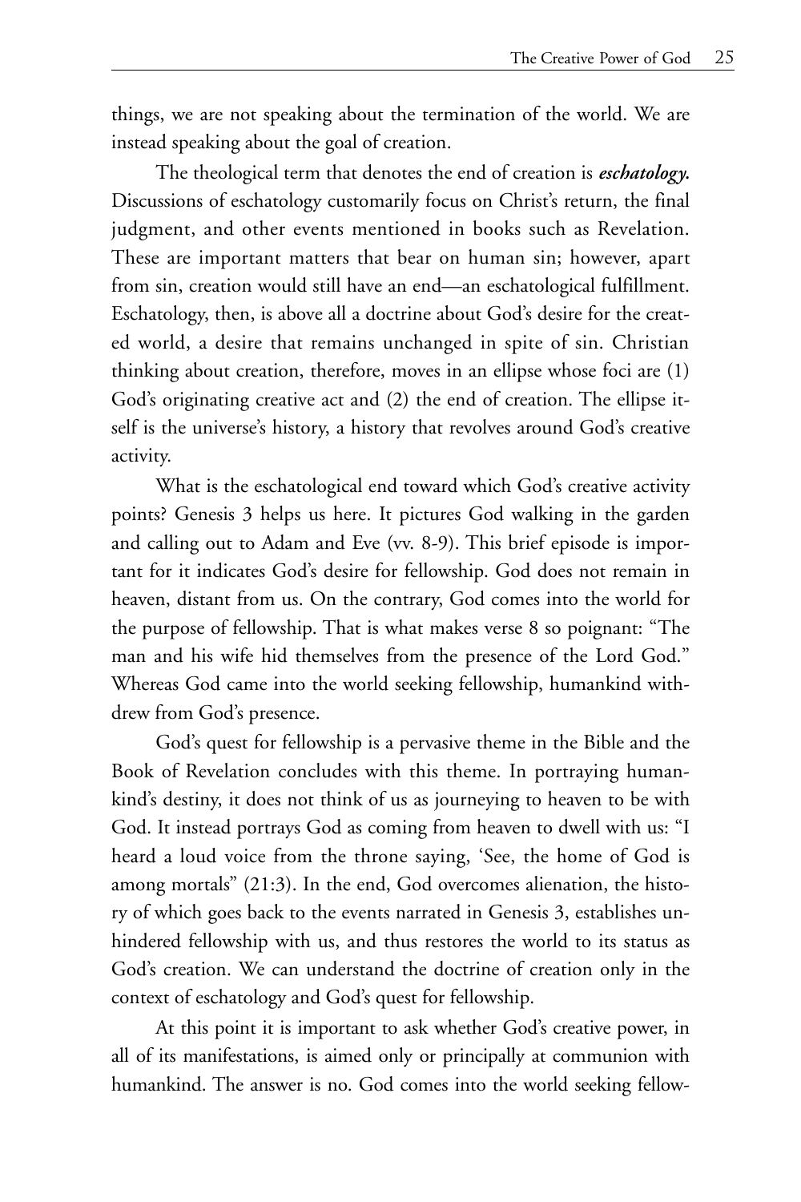things, we are not speaking about the termination of the world. We are instead speaking about the goal of creation.

The theological term that denotes the end of creation is ***eschatology.*** Discussions of eschatology customarily focus on Christ's return, the final judgment, and other events mentioned in books such as Revelation. These are important matters that bear on human sin; however, apart from sin, creation would still have an end—an eschatological fulfillment. Eschatology, then, is above all a doctrine about God's desire for the created world, a desire that remains unchanged in spite of sin. Christian thinking about creation, therefore, moves in an ellipse whose foci are (1) God's originating creative act and (2) the end of creation. The ellipse itself is the universe's history, a history that revolves around God's creative activity.

What is the eschatological end toward which God's creative activity points? Genesis 3 helps us here. It pictures God walking in the garden and calling out to Adam and Eve (vv. 8-9). This brief episode is important for it indicates God's desire for fellowship. God does not remain in heaven, distant from us. On the contrary, God comes into the world for the purpose of fellowship. That is what makes verse 8 so poignant: "The man and his wife hid themselves from the presence of the Lord God." Whereas God came into the world seeking fellowship, humankind withdrew from God's presence.

God's quest for fellowship is a pervasive theme in the Bible and the Book of Revelation concludes with this theme. In portraying humankind's destiny, it does not think of us as journeying to heaven to be with God. It instead portrays God as coming from heaven to dwell with us: "I heard a loud voice from the throne saying, 'See, the home of God is among mortals" (21:3). In the end, God overcomes alienation, the history of which goes back to the events narrated in Genesis 3, establishes unhindered fellowship with us, and thus restores the world to its status as God's creation. We can understand the doctrine of creation only in the context of eschatology and God's quest for fellowship.

At this point it is important to ask whether God's creative power, in all of its manifestations, is aimed only or principally at communion with humankind. The answer is no. God comes into the world seeking fellow-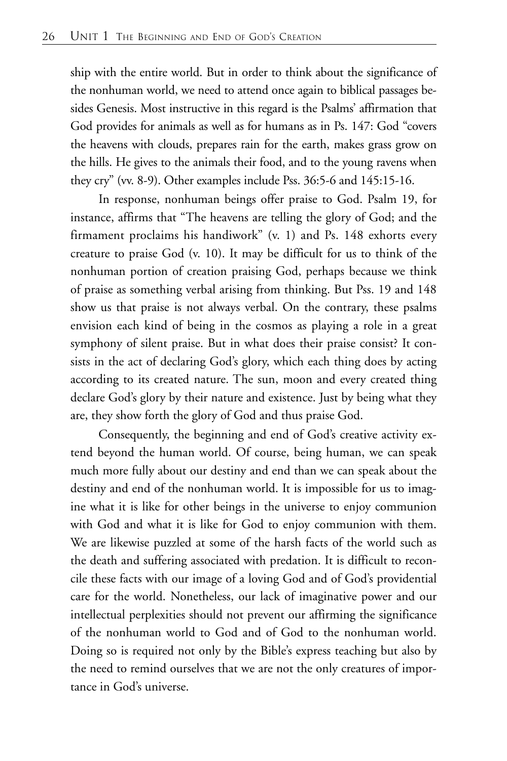ship with the entire world. But in order to think about the significance of the nonhuman world, we need to attend once again to biblical passages besides Genesis. Most instructive in this regard is the Psalms' affirmation that God provides for animals as well as for humans as in Ps. 147: God "covers the heavens with clouds, prepares rain for the earth, makes grass grow on the hills. He gives to the animals their food, and to the young ravens when they cry" (vv. 8-9). Other examples include Pss. 36:5-6 and 145:15-16.

In response, nonhuman beings offer praise to God. Psalm 19, for instance, affirms that "The heavens are telling the glory of God; and the firmament proclaims his handiwork" (v. 1) and Ps. 148 exhorts every creature to praise God (v. 10). It may be difficult for us to think of the nonhuman portion of creation praising God, perhaps because we think of praise as something verbal arising from thinking. But Pss. 19 and 148 show us that praise is not always verbal. On the contrary, these psalms envision each kind of being in the cosmos as playing a role in a great symphony of silent praise. But in what does their praise consist? It consists in the act of declaring God's glory, which each thing does by acting according to its created nature. The sun, moon and every created thing declare God's glory by their nature and existence. Just by being what they are, they show forth the glory of God and thus praise God.

Consequently, the beginning and end of God's creative activity extend beyond the human world. Of course, being human, we can speak much more fully about our destiny and end than we can speak about the destiny and end of the nonhuman world. It is impossible for us to imagine what it is like for other beings in the universe to enjoy communion with God and what it is like for God to enjoy communion with them. We are likewise puzzled at some of the harsh facts of the world such as the death and suffering associated with predation. It is difficult to reconcile these facts with our image of a loving God and of God's providential care for the world. Nonetheless, our lack of imaginative power and our intellectual perplexities should not prevent our affirming the significance of the nonhuman world to God and of God to the nonhuman world. Doing so is required not only by the Bible's express teaching but also by the need to remind ourselves that we are not the only creatures of importance in God's universe.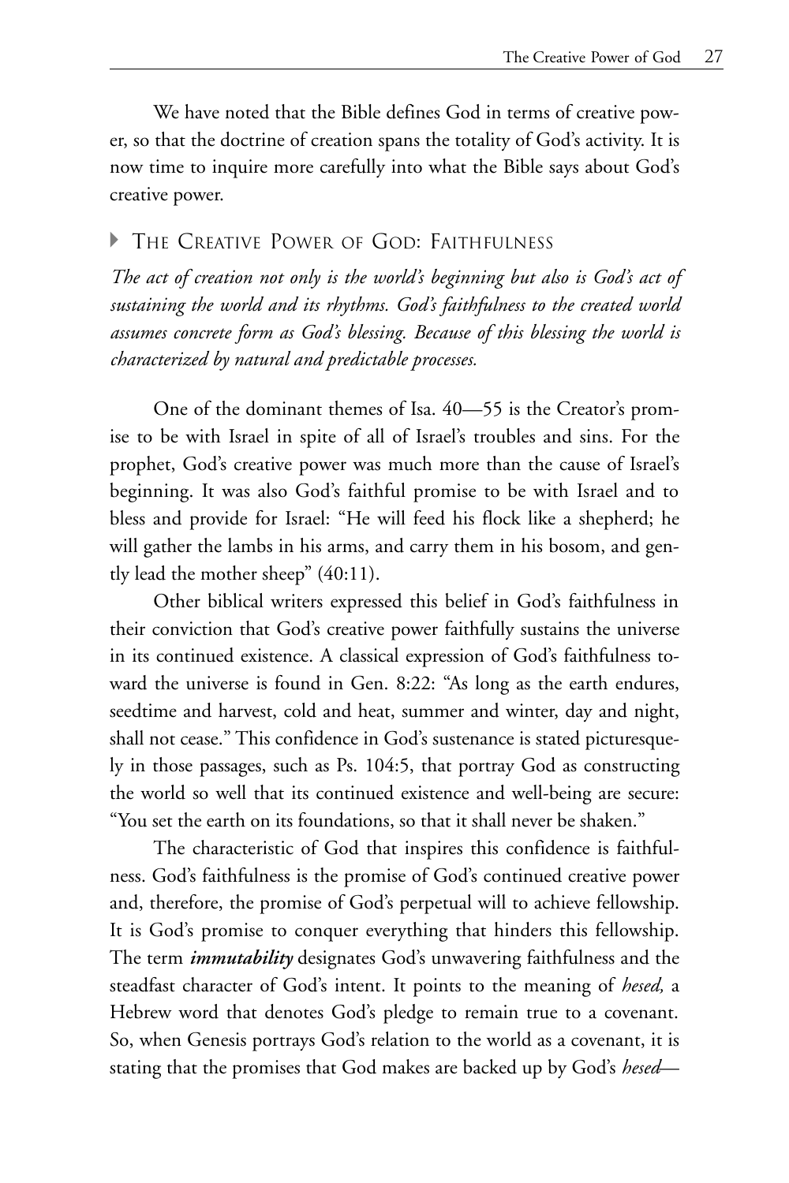We have noted that the Bible defines God in terms of creative power, so that the doctrine of creation spans the totality of God's activity. It is now time to inquire more carefully into what the Bible says about God's creative power.

## ‣ The Creative Power of God: Faithfulness

*The act of creation not only is the world's beginning but also is God's act of sustaining the world and its rhythms. God's faithfulness to the created world assumes concrete form as God's blessing. Because of this blessing the world is characterized by natural and predictable processes.*

One of the dominant themes of Isa. 40—55 is the Creator's promise to be with Israel in spite of all of Israel's troubles and sins. For the prophet, God's creative power was much more than the cause of Israel's beginning. It was also God's faithful promise to be with Israel and to bless and provide for Israel: "He will feed his flock like a shepherd; he will gather the lambs in his arms, and carry them in his bosom, and gently lead the mother sheep" (40:11).

Other biblical writers expressed this belief in God's faithfulness in their conviction that God's creative power faithfully sustains the universe in its continued existence. A classical expression of God's faithfulness toward the universe is found in Gen. 8:22: "As long as the earth endures, seedtime and harvest, cold and heat, summer and winter, day and night, shall not cease." This confidence in God's sustenance is stated picturesquely in those passages, such as Ps. 104:5, that portray God as constructing the world so well that its continued existence and well-being are secure: "You set the earth on its foundations, so that it shall never be shaken."

The characteristic of God that inspires this confidence is faithfulness. God's faithfulness is the promise of God's continued creative power and, therefore, the promise of God's perpetual will to achieve fellowship. It is God's promise to conquer everything that hinders this fellowship. The term ***immutability*** designates God's unwavering faithfulness and the steadfast character of God's intent. It points to the meaning of *hesed,* a Hebrew word that denotes God's pledge to remain true to a covenant. So, when Genesis portrays God's relation to the world as a covenant, it is stating that the promises that God makes are backed up by God's *hesed*—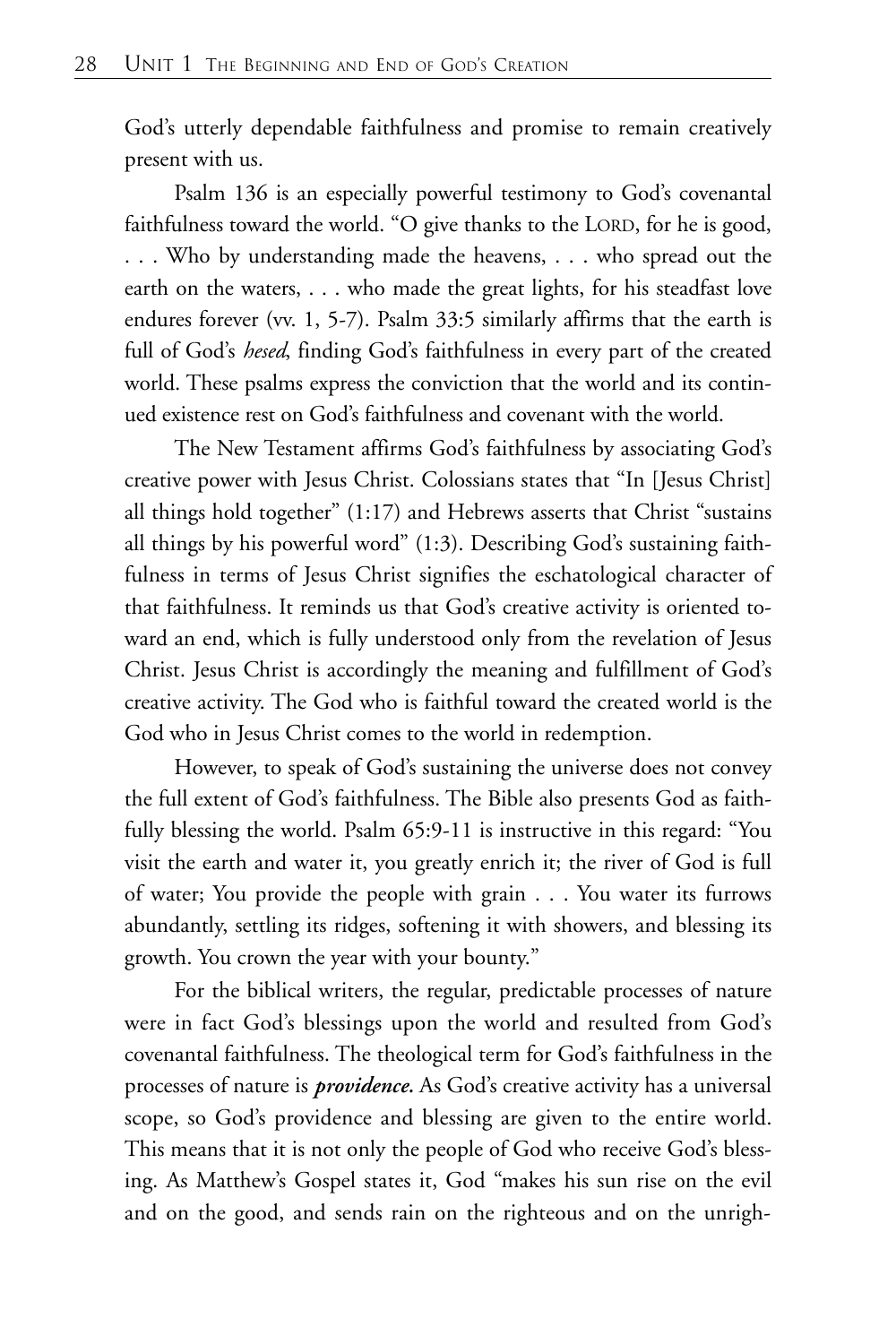God's utterly dependable faithfulness and promise to remain creatively present with us.

Psalm 136 is an especially powerful testimony to God's covenantal faithfulness toward the world. "O give thanks to the LORD, for he is good, . . . Who by understanding made the heavens, . . . who spread out the earth on the waters, . . . who made the great lights, for his steadfast love endures forever (vv. 1, 5-7). Psalm 33:5 similarly affirms that the earth is full of God's *hesed*, finding God's faithfulness in every part of the created world. These psalms express the conviction that the world and its continued existence rest on God's faithfulness and covenant with the world.

The New Testament affirms God's faithfulness by associating God's creative power with Jesus Christ. Colossians states that "In [Jesus Christ] all things hold together" (1:17) and Hebrews asserts that Christ "sustains all things by his powerful word" (1:3). Describing God's sustaining faithfulness in terms of Jesus Christ signifies the eschatological character of that faithfulness. It reminds us that God's creative activity is oriented toward an end, which is fully understood only from the revelation of Jesus Christ. Jesus Christ is accordingly the meaning and fulfillment of God's creative activity. The God who is faithful toward the created world is the God who in Jesus Christ comes to the world in redemption.

However, to speak of God's sustaining the universe does not convey the full extent of God's faithfulness. The Bible also presents God as faithfully blessing the world. Psalm 65:9-11 is instructive in this regard: "You visit the earth and water it, you greatly enrich it; the river of God is full of water; You provide the people with grain . . . You water its furrows abundantly, settling its ridges, softening it with showers, and blessing its growth. You crown the year with your bounty."

For the biblical writers, the regular, predictable processes of nature were in fact God's blessings upon the world and resulted from God's covenantal faithfulness. The theological term for God's faithfulness in the processes of nature is ***providence***. As God's creative activity has a universal scope, so God's providence and blessing are given to the entire world. This means that it is not only the people of God who receive God's blessing. As Matthew's Gospel states it, God "makes his sun rise on the evil and on the good, and sends rain on the righteous and on the unrigh-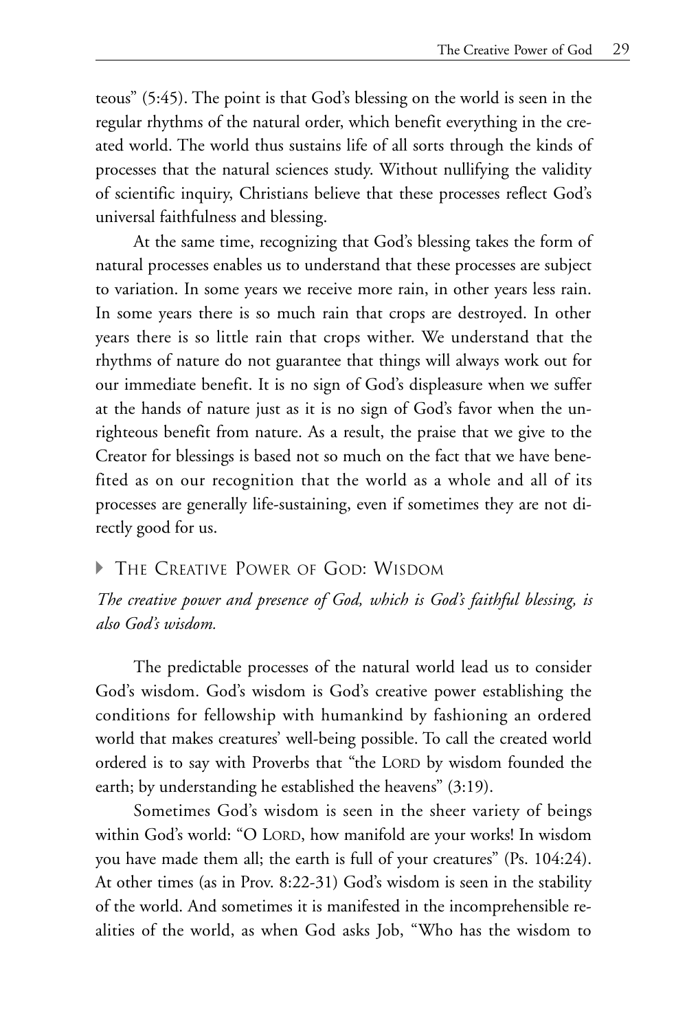teous" (5:45). The point is that God's blessing on the world is seen in the regular rhythms of the natural order, which benefit everything in the created world. The world thus sustains life of all sorts through the kinds of processes that the natural sciences study. Without nullifying the validity of scientific inquiry, Christians believe that these processes reflect God's universal faithfulness and blessing.

At the same time, recognizing that God's blessing takes the form of natural processes enables us to understand that these processes are subject to variation. In some years we receive more rain, in other years less rain. In some years there is so much rain that crops are destroyed. In other years there is so little rain that crops wither. We understand that the rhythms of nature do not guarantee that things will always work out for our immediate benefit. It is no sign of God's displeasure when we suffer at the hands of nature just as it is no sign of God's favor when the unrighteous benefit from nature. As a result, the praise that we give to the Creator for blessings is based not so much on the fact that we have benefited as on our recognition that the world as a whole and all of its processes are generally life-sustaining, even if sometimes they are not directly good for us.

## The Creative Power of God: Wisdom

*The creative power and presence of God, which is God's faithful blessing, is also God's wisdom.*

The predictable processes of the natural world lead us to consider God's wisdom. God's wisdom is God's creative power establishing the conditions for fellowship with humankind by fashioning an ordered world that makes creatures' well-being possible. To call the created world ordered is to say with Proverbs that "the LORD by wisdom founded the earth; by understanding he established the heavens" (3:19).

Sometimes God's wisdom is seen in the sheer variety of beings within God's world: "O LORD, how manifold are your works! In wisdom you have made them all; the earth is full of your creatures" (Ps. 104:24). At other times (as in Prov. 8:22-31) God's wisdom is seen in the stability of the world. And sometimes it is manifested in the incomprehensible realities of the world, as when God asks Job, "Who has the wisdom to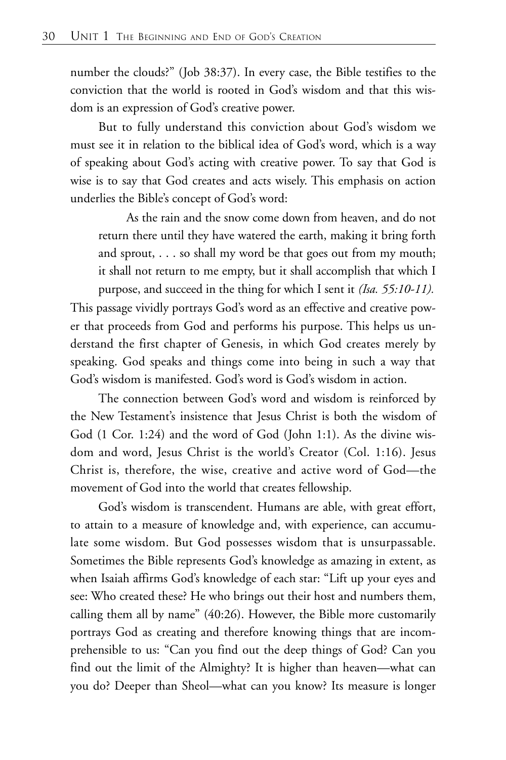number the clouds?" (Job 38:37). In every case, the Bible testifies to the conviction that the world is rooted in God's wisdom and that this wisdom is an expression of God's creative power.

But to fully understand this conviction about God's wisdom we must see it in relation to the biblical idea of God's word, which is a way of speaking about God's acting with creative power. To say that God is wise is to say that God creates and acts wisely. This emphasis on action underlies the Bible's concept of God's word:

> As the rain and the snow come down from heaven, and do not return there until they have watered the earth, making it bring forth and sprout, . . . so shall my word be that goes out from my mouth; it shall not return to me empty, but it shall accomplish that which I purpose, and succeed in the thing for which I sent it *(Isa. 55:10-11).*

This passage vividly portrays God's word as an effective and creative power that proceeds from God and performs his purpose. This helps us understand the first chapter of Genesis, in which God creates merely by speaking. God speaks and things come into being in such a way that God's wisdom is manifested. God's word is God's wisdom in action.

The connection between God's word and wisdom is reinforced by the New Testament's insistence that Jesus Christ is both the wisdom of God (1 Cor. 1:24) and the word of God (John 1:1). As the divine wisdom and word, Jesus Christ is the world's Creator (Col. 1:16). Jesus Christ is, therefore, the wise, creative and active word of God—the movement of God into the world that creates fellowship.

God's wisdom is transcendent. Humans are able, with great effort, to attain to a measure of knowledge and, with experience, can accumulate some wisdom. But God possesses wisdom that is unsurpassable. Sometimes the Bible represents God's knowledge as amazing in extent, as when Isaiah affirms God's knowledge of each star: "Lift up your eyes and see: Who created these? He who brings out their host and numbers them, calling them all by name" (40:26). However, the Bible more customarily portrays God as creating and therefore knowing things that are incomprehensible to us: "Can you find out the deep things of God? Can you find out the limit of the Almighty? It is higher than heaven—what can you do? Deeper than Sheol—what can you know? Its measure is longer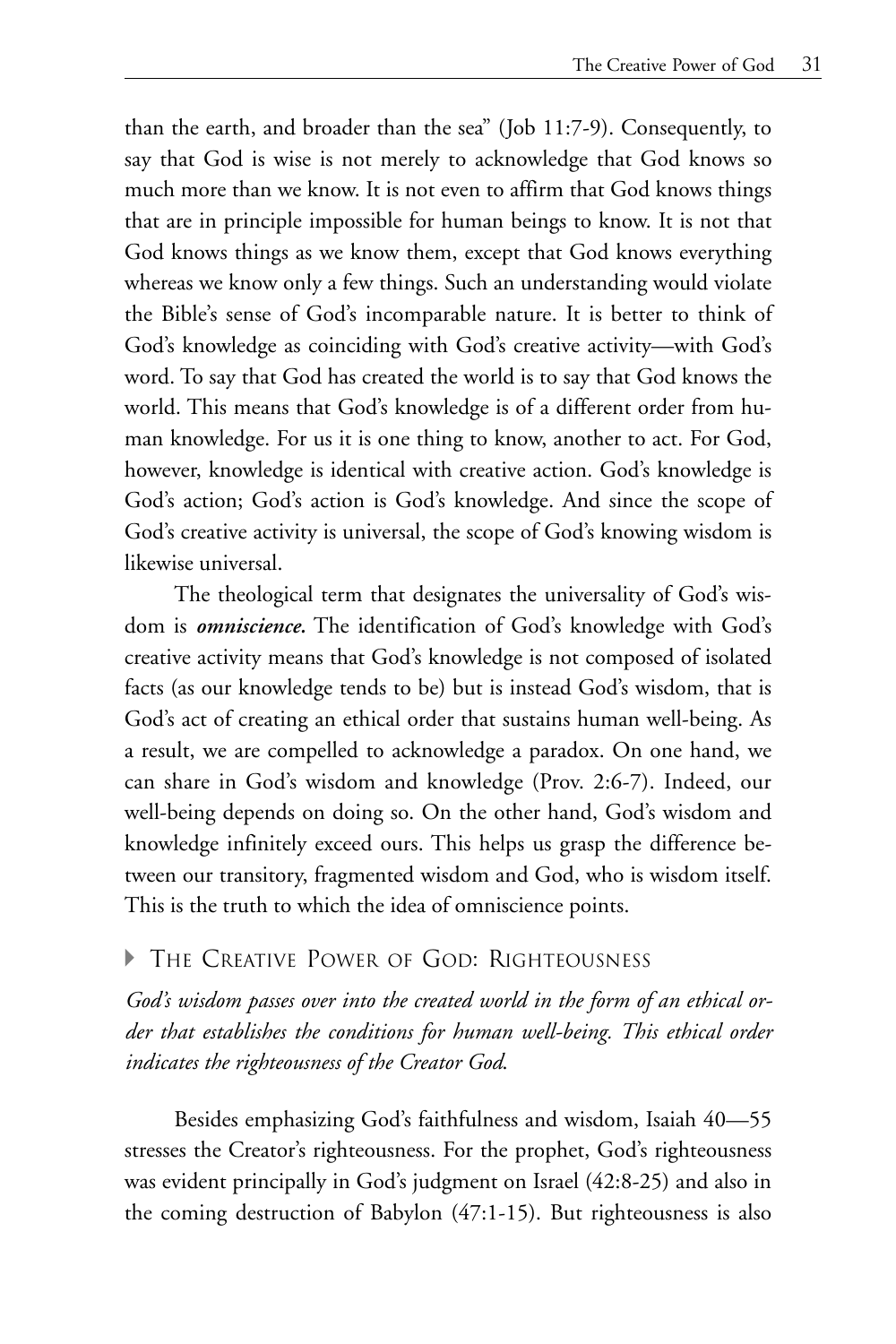than the earth, and broader than the sea" (Job 11:7-9). Consequently, to say that God is wise is not merely to acknowledge that God knows so much more than we know. It is not even to affirm that God knows things that are in principle impossible for human beings to know. It is not that God knows things as we know them, except that God knows everything whereas we know only a few things. Such an understanding would violate the Bible's sense of God's incomparable nature. It is better to think of God's knowledge as coinciding with God's creative activity—with God's word. To say that God has created the world is to say that God knows the world. This means that God's knowledge is of a different order from human knowledge. For us it is one thing to know, another to act. For God, however, knowledge is identical with creative action. God's knowledge is God's action; God's action is God's knowledge. And since the scope of God's creative activity is universal, the scope of God's knowing wisdom is likewise universal.

The theological term that designates the universality of God's wisdom is ***omniscience.*** The identification of God's knowledge with God's creative activity means that God's knowledge is not composed of isolated facts (as our knowledge tends to be) but is instead God's wisdom, that is God's act of creating an ethical order that sustains human well-being. As a result, we are compelled to acknowledge a paradox. On one hand, we can share in God's wisdom and knowledge (Prov. 2:6-7). Indeed, our well-being depends on doing so. On the other hand, God's wisdom and knowledge infinitely exceed ours. This helps us grasp the difference between our transitory, fragmented wisdom and God, who is wisdom itself. This is the truth to which the idea of omniscience points.

## The Creative Power of God: Righteousness

*God's wisdom passes over into the created world in the form of an ethical order that establishes the conditions for human well-being. This ethical order indicates the righteousness of the Creator God.*

Besides emphasizing God's faithfulness and wisdom, Isaiah 40—55 stresses the Creator's righteousness. For the prophet, God's righteousness was evident principally in God's judgment on Israel (42:8-25) and also in the coming destruction of Babylon (47:1-15). But righteousness is also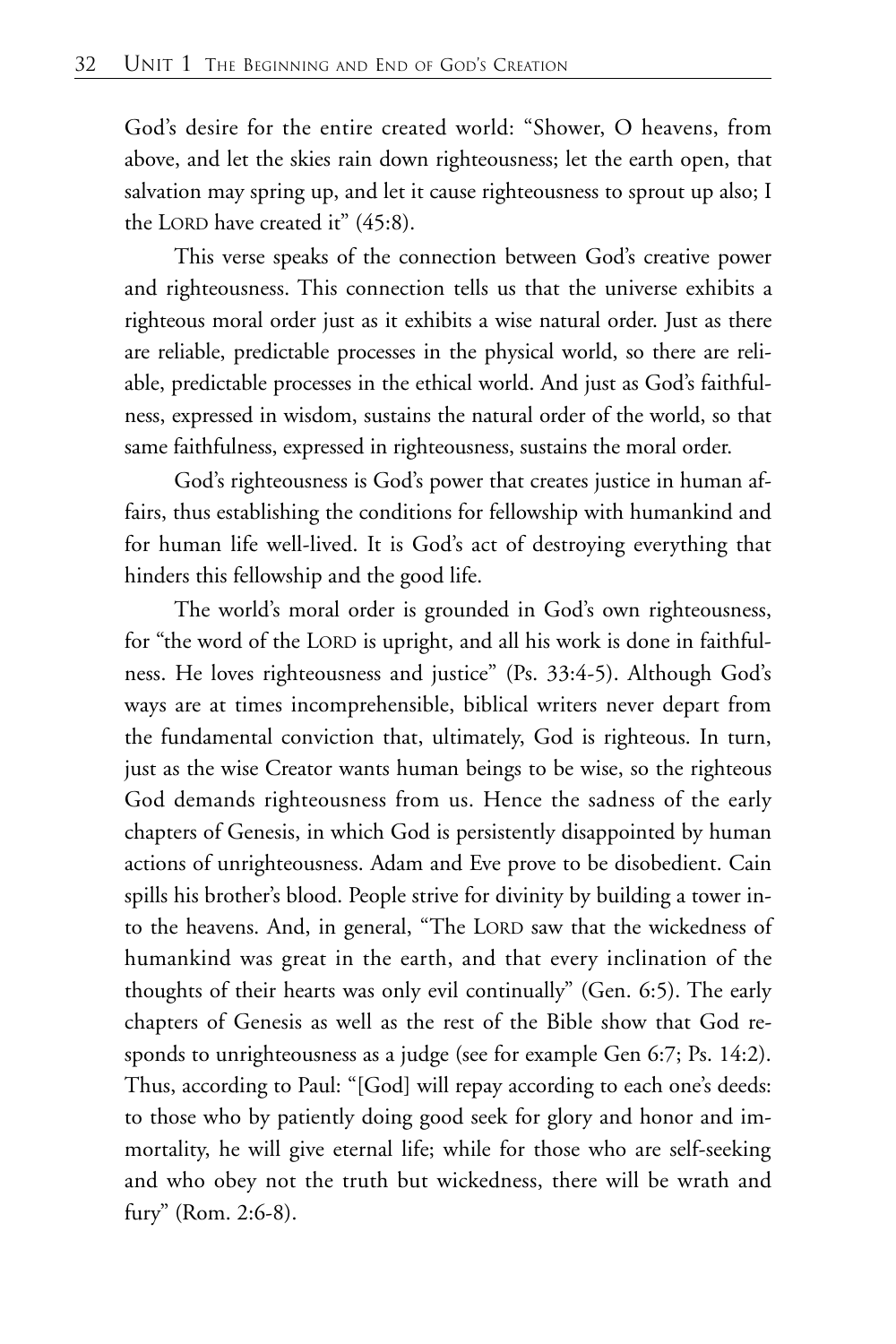God's desire for the entire created world: "Shower, O heavens, from above, and let the skies rain down righteousness; let the earth open, that salvation may spring up, and let it cause righteousness to sprout up also; I the LORD have created it" (45:8).

This verse speaks of the connection between God's creative power and righteousness. This connection tells us that the universe exhibits a righteous moral order just as it exhibits a wise natural order. Just as there are reliable, predictable processes in the physical world, so there are reliable, predictable processes in the ethical world. And just as God's faithfulness, expressed in wisdom, sustains the natural order of the world, so that same faithfulness, expressed in righteousness, sustains the moral order.

God's righteousness is God's power that creates justice in human affairs, thus establishing the conditions for fellowship with humankind and for human life well-lived. It is God's act of destroying everything that hinders this fellowship and the good life.

The world's moral order is grounded in God's own righteousness, for "the word of the LORD is upright, and all his work is done in faithfulness. He loves righteousness and justice" (Ps. 33:4-5). Although God's ways are at times incomprehensible, biblical writers never depart from the fundamental conviction that, ultimately, God is righteous. In turn, just as the wise Creator wants human beings to be wise, so the righteous God demands righteousness from us. Hence the sadness of the early chapters of Genesis, in which God is persistently disappointed by human actions of unrighteousness. Adam and Eve prove to be disobedient. Cain spills his brother's blood. People strive for divinity by building a tower into the heavens. And, in general, "The LORD saw that the wickedness of humankind was great in the earth, and that every inclination of the thoughts of their hearts was only evil continually" (Gen. 6:5). The early chapters of Genesis as well as the rest of the Bible show that God responds to unrighteousness as a judge (see for example Gen 6:7; Ps. 14:2). Thus, according to Paul: "[God] will repay according to each one's deeds: to those who by patiently doing good seek for glory and honor and immortality, he will give eternal life; while for those who are self-seeking and who obey not the truth but wickedness, there will be wrath and fury" (Rom. 2:6-8).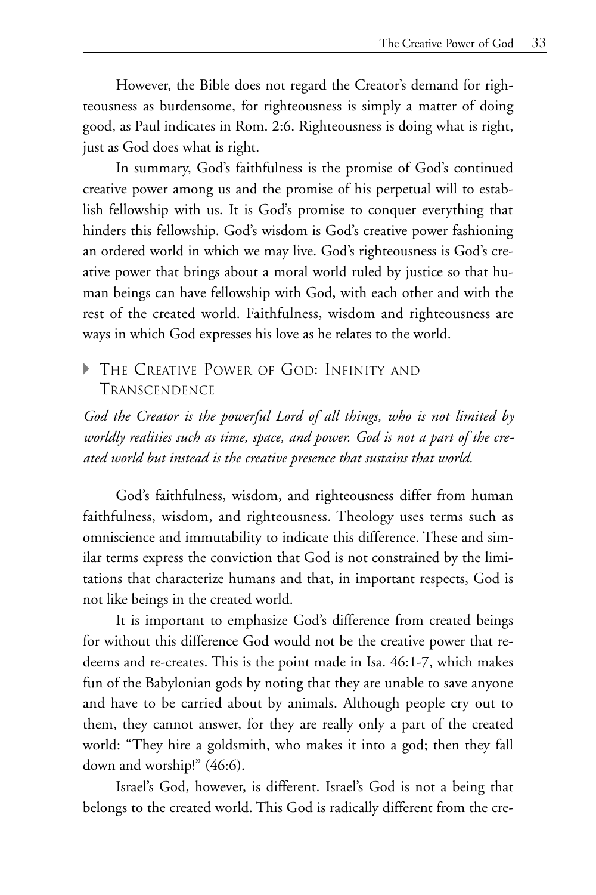However, the Bible does not regard the Creator's demand for righteousness as burdensome, for righteousness is simply a matter of doing good, as Paul indicates in Rom. 2:6. Righteousness is doing what is right, just as God does what is right.

In summary, God's faithfulness is the promise of God's continued creative power among us and the promise of his perpetual will to establish fellowship with us. It is God's promise to conquer everything that hinders this fellowship. God's wisdom is God's creative power fashioning an ordered world in which we may live. God's righteousness is God's creative power that brings about a moral world ruled by justice so that human beings can have fellowship with God, with each other and with the rest of the created world. Faithfulness, wisdom and righteousness are ways in which God expresses his love as he relates to the world.

## The Creative Power of God: Infinity and Transcendence

*God the Creator is the powerful Lord of all things, who is not limited by worldly realities such as time, space, and power. God is not a part of the created world but instead is the creative presence that sustains that world.*

God's faithfulness, wisdom, and righteousness differ from human faithfulness, wisdom, and righteousness. Theology uses terms such as omniscience and immutability to indicate this difference. These and similar terms express the conviction that God is not constrained by the limitations that characterize humans and that, in important respects, God is not like beings in the created world.

It is important to emphasize God's difference from created beings for without this difference God would not be the creative power that redeems and re-creates. This is the point made in Isa. 46:1-7, which makes fun of the Babylonian gods by noting that they are unable to save anyone and have to be carried about by animals. Although people cry out to them, they cannot answer, for they are really only a part of the created world: "They hire a goldsmith, who makes it into a god; then they fall down and worship!" (46:6).

Israel's God, however, is different. Israel's God is not a being that belongs to the created world. This God is radically different from the cre-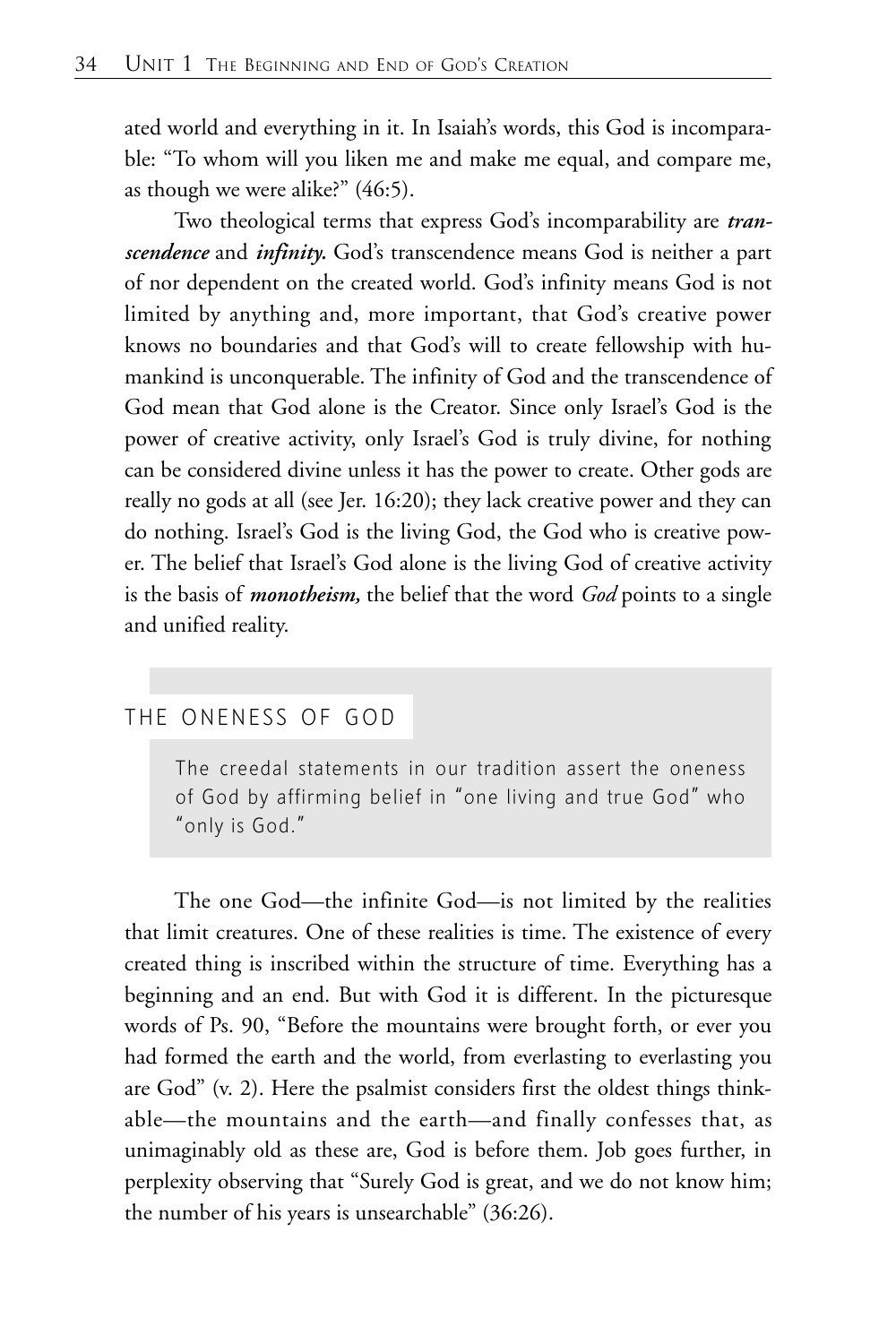ated world and everything in it. In Isaiah's words, this God is incomparable: "To whom will you liken me and make me equal, and compare me, as though we were alike?" (46:5).

Two theological terms that express God's incomparability are ***transcendence*** and ***infinity.*** God's transcendence means God is neither a part of nor dependent on the created world. God's infinity means God is not limited by anything and, more important, that God's creative power knows no boundaries and that God's will to create fellowship with humankind is unconquerable. The infinity of God and the transcendence of God mean that God alone is the Creator. Since only Israel's God is the power of creative activity, only Israel's God is truly divine, for nothing can be considered divine unless it has the power to create. Other gods are really no gods at all (see Jer. 16:20); they lack creative power and they can do nothing. Israel's God is the living God, the God who is creative power. The belief that Israel's God alone is the living God of creative activity is the basis of ***monotheism,*** the belief that the word *God* points to a single and unified reality.

## THE ONENESS OF GOD

> The creedal statements in our tradition assert the oneness of God by affirming belief in "one living and true God" who "only is God."

The one God—the infinite God—is not limited by the realities that limit creatures. One of these realities is time. The existence of every created thing is inscribed within the structure of time. Everything has a beginning and an end. But with God it is different. In the picturesque words of Ps. 90, "Before the mountains were brought forth, or ever you had formed the earth and the world, from everlasting to everlasting you are God" (v. 2). Here the psalmist considers first the oldest things thinkable—the mountains and the earth—and finally confesses that, as unimaginably old as these are, God is before them. Job goes further, in perplexity observing that "Surely God is great, and we do not know him; the number of his years is unsearchable" (36:26).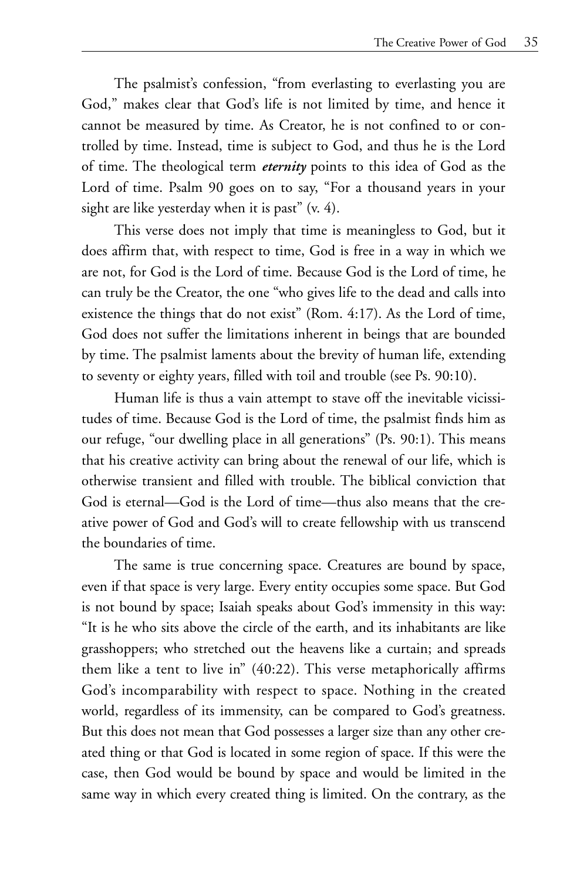The psalmist's confession, "from everlasting to everlasting you are God," makes clear that God's life is not limited by time, and hence it cannot be measured by time. As Creator, he is not confined to or controlled by time. Instead, time is subject to God, and thus he is the Lord of time. The theological term ***eternity*** points to this idea of God as the Lord of time. Psalm 90 goes on to say, "For a thousand years in your sight are like yesterday when it is past" (v. 4).

This verse does not imply that time is meaningless to God, but it does affirm that, with respect to time, God is free in a way in which we are not, for God is the Lord of time. Because God is the Lord of time, he can truly be the Creator, the one "who gives life to the dead and calls into existence the things that do not exist" (Rom. 4:17). As the Lord of time, God does not suffer the limitations inherent in beings that are bounded by time. The psalmist laments about the brevity of human life, extending to seventy or eighty years, filled with toil and trouble (see Ps. 90:10).

Human life is thus a vain attempt to stave off the inevitable vicissitudes of time. Because God is the Lord of time, the psalmist finds him as our refuge, "our dwelling place in all generations" (Ps. 90:1). This means that his creative activity can bring about the renewal of our life, which is otherwise transient and filled with trouble. The biblical conviction that God is eternal—God is the Lord of time—thus also means that the creative power of God and God's will to create fellowship with us transcend the boundaries of time.

The same is true concerning space. Creatures are bound by space, even if that space is very large. Every entity occupies some space. But God is not bound by space; Isaiah speaks about God's immensity in this way: "It is he who sits above the circle of the earth, and its inhabitants are like grasshoppers; who stretched out the heavens like a curtain; and spreads them like a tent to live in" (40:22). This verse metaphorically affirms God's incomparability with respect to space. Nothing in the created world, regardless of its immensity, can be compared to God's greatness. But this does not mean that God possesses a larger size than any other created thing or that God is located in some region of space. If this were the case, then God would be bound by space and would be limited in the same way in which every created thing is limited. On the contrary, as the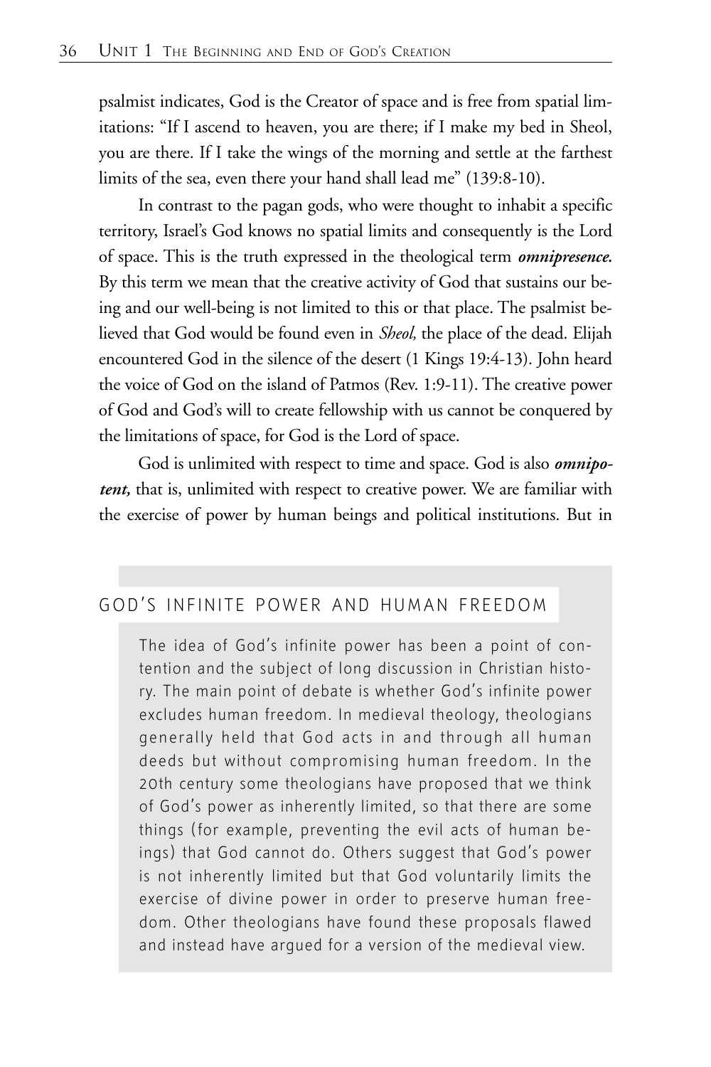psalmist indicates, God is the Creator of space and is free from spatial limitations: "If I ascend to heaven, you are there; if I make my bed in Sheol, you are there. If I take the wings of the morning and settle at the farthest limits of the sea, even there your hand shall lead me" (139:8-10).

In contrast to the pagan gods, who were thought to inhabit a specific territory, Israel's God knows no spatial limits and consequently is the Lord of space. This is the truth expressed in the theological term ***omnipresence.*** By this term we mean that the creative activity of God that sustains our being and our well-being is not limited to this or that place. The psalmist believed that God would be found even in *Sheol,* the place of the dead. Elijah encountered God in the silence of the desert (1 Kings 19:4-13). John heard the voice of God on the island of Patmos (Rev. 1:9-11). The creative power of God and God's will to create fellowship with us cannot be conquered by the limitations of space, for God is the Lord of space.

God is unlimited with respect to time and space. God is also ***omnipotent,*** that is, unlimited with respect to creative power. We are familiar with the exercise of power by human beings and political institutions. But in

## GOD'S INFINITE POWER AND HUMAN FREEDOM

The idea of God's infinite power has been a point of contention and the subject of long discussion in Christian history. The main point of debate is whether God's infinite power excludes human freedom. In medieval theology, theologians generally held that God acts in and through all human deeds but without compromising human freedom. In the 20th century some theologians have proposed that we think of God's power as inherently limited, so that there are some things (for example, preventing the evil acts of human beings) that God cannot do. Others suggest that God's power is not inherently limited but that God voluntarily limits the exercise of divine power in order to preserve human freedom. Other theologians have found these proposals flawed and instead have argued for a version of the medieval view.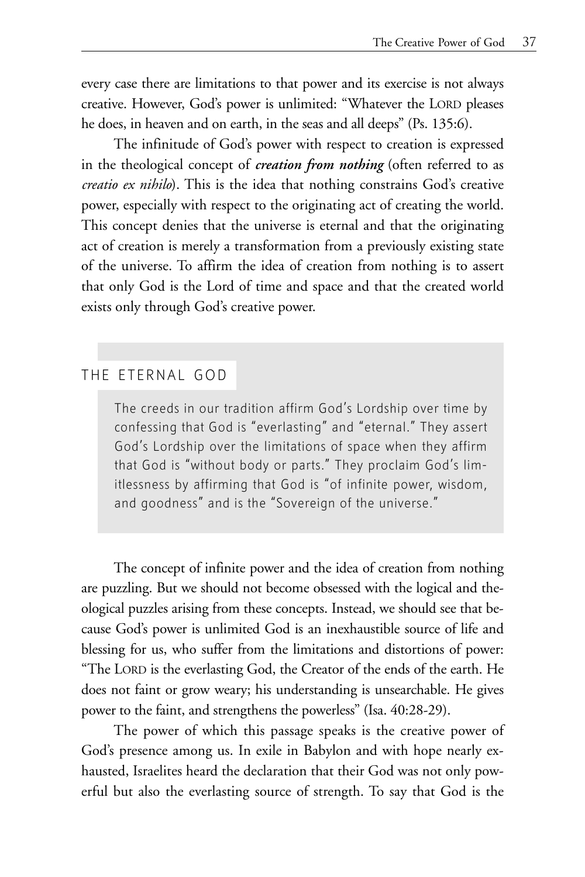every case there are limitations to that power and its exercise is not always creative. However, God's power is unlimited: "Whatever the LORD pleases he does, in heaven and on earth, in the seas and all deeps" (Ps. 135:6).

The infinitude of God's power with respect to creation is expressed in the theological concept of ***creation from nothing*** (often referred to as *creatio ex nihilo*). This is the idea that nothing constrains God's creative power, especially with respect to the originating act of creating the world. This concept denies that the universe is eternal and that the originating act of creation is merely a transformation from a previously existing state of the universe. To affirm the idea of creation from nothing is to assert that only God is the Lord of time and space and that the created world exists only through God's creative power.

> THE ETERNAL GOD
>
> The creeds in our tradition affirm God's Lordship over time by confessing that God is "everlasting" and "eternal." They assert God's Lordship over the limitations of space when they affirm that God is "without body or parts." They proclaim God's limitlessness by affirming that God is "of infinite power, wisdom, and goodness" and is the "Sovereign of the universe."

The concept of infinite power and the idea of creation from nothing are puzzling. But we should not become obsessed with the logical and theological puzzles arising from these concepts. Instead, we should see that because God's power is unlimited God is an inexhaustible source of life and blessing for us, who suffer from the limitations and distortions of power: "The LORD is the everlasting God, the Creator of the ends of the earth. He does not faint or grow weary; his understanding is unsearchable. He gives power to the faint, and strengthens the powerless" (Isa. 40:28-29).

The power of which this passage speaks is the creative power of God's presence among us. In exile in Babylon and with hope nearly exhausted, Israelites heard the declaration that their God was not only powerful but also the everlasting source of strength. To say that God is the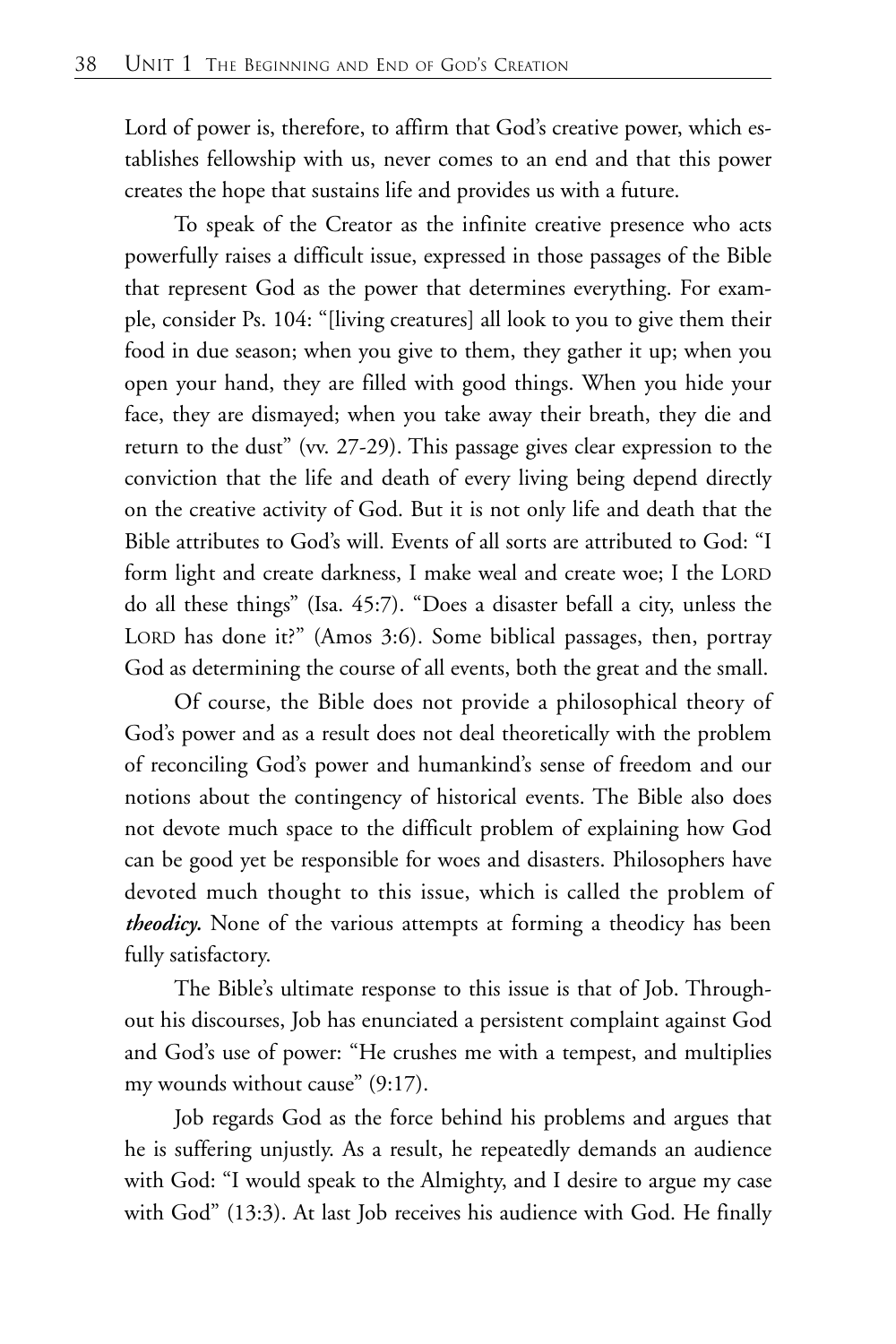Lord of power is, therefore, to affirm that God's creative power, which establishes fellowship with us, never comes to an end and that this power creates the hope that sustains life and provides us with a future.

To speak of the Creator as the infinite creative presence who acts powerfully raises a difficult issue, expressed in those passages of the Bible that represent God as the power that determines everything. For example, consider Ps. 104: "[living creatures] all look to you to give them their food in due season; when you give to them, they gather it up; when you open your hand, they are filled with good things. When you hide your face, they are dismayed; when you take away their breath, they die and return to the dust" (vv. 27-29). This passage gives clear expression to the conviction that the life and death of every living being depend directly on the creative activity of God. But it is not only life and death that the Bible attributes to God's will. Events of all sorts are attributed to God: "I form light and create darkness, I make weal and create woe; I the LORD do all these things" (Isa. 45:7). "Does a disaster befall a city, unless the LORD has done it?" (Amos 3:6). Some biblical passages, then, portray God as determining the course of all events, both the great and the small.

Of course, the Bible does not provide a philosophical theory of God's power and as a result does not deal theoretically with the problem of reconciling God's power and humankind's sense of freedom and our notions about the contingency of historical events. The Bible also does not devote much space to the difficult problem of explaining how God can be good yet be responsible for woes and disasters. Philosophers have devoted much thought to this issue, which is called the problem of ***theodicy.*** None of the various attempts at forming a theodicy has been fully satisfactory.

The Bible's ultimate response to this issue is that of Job. Throughout his discourses, Job has enunciated a persistent complaint against God and God's use of power: "He crushes me with a tempest, and multiplies my wounds without cause" (9:17).

Job regards God as the force behind his problems and argues that he is suffering unjustly. As a result, he repeatedly demands an audience with God: "I would speak to the Almighty, and I desire to argue my case with God" (13:3). At last Job receives his audience with God. He finally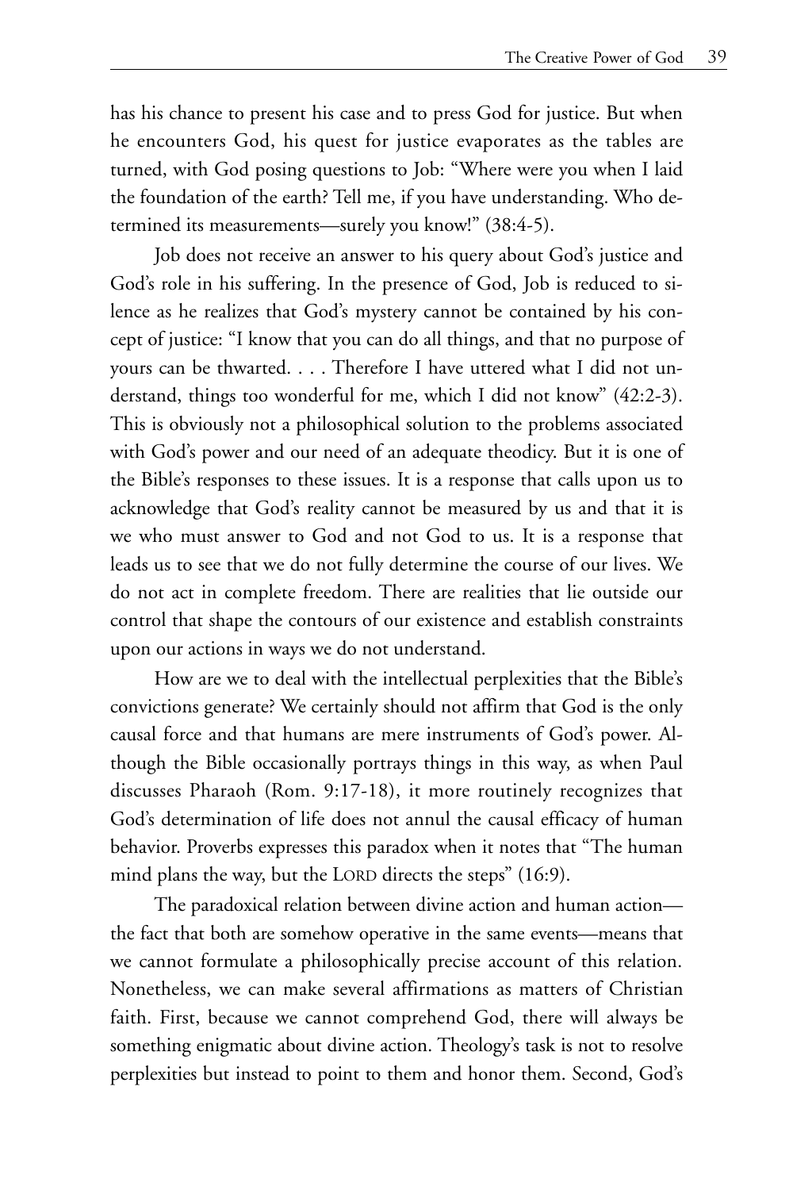has his chance to present his case and to press God for justice. But when he encounters God, his quest for justice evaporates as the tables are turned, with God posing questions to Job: "Where were you when I laid the foundation of the earth? Tell me, if you have understanding. Who determined its measurements—surely you know!" (38:4-5).

Job does not receive an answer to his query about God's justice and God's role in his suffering. In the presence of God, Job is reduced to silence as he realizes that God's mystery cannot be contained by his concept of justice: "I know that you can do all things, and that no purpose of yours can be thwarted. . . . Therefore I have uttered what I did not understand, things too wonderful for me, which I did not know" (42:2-3). This is obviously not a philosophical solution to the problems associated with God's power and our need of an adequate theodicy. But it is one of the Bible's responses to these issues. It is a response that calls upon us to acknowledge that God's reality cannot be measured by us and that it is we who must answer to God and not God to us. It is a response that leads us to see that we do not fully determine the course of our lives. We do not act in complete freedom. There are realities that lie outside our control that shape the contours of our existence and establish constraints upon our actions in ways we do not understand.

How are we to deal with the intellectual perplexities that the Bible's convictions generate? We certainly should not affirm that God is the only causal force and that humans are mere instruments of God's power. Although the Bible occasionally portrays things in this way, as when Paul discusses Pharaoh (Rom. 9:17-18), it more routinely recognizes that God's determination of life does not annul the causal efficacy of human behavior. Proverbs expresses this paradox when it notes that "The human mind plans the way, but the LORD directs the steps" (16:9).

The paradoxical relation between divine action and human action—the fact that both are somehow operative in the same events—means that we cannot formulate a philosophically precise account of this relation. Nonetheless, we can make several affirmations as matters of Christian faith. First, because we cannot comprehend God, there will always be something enigmatic about divine action. Theology's task is not to resolve perplexities but instead to point to them and honor them. Second, God's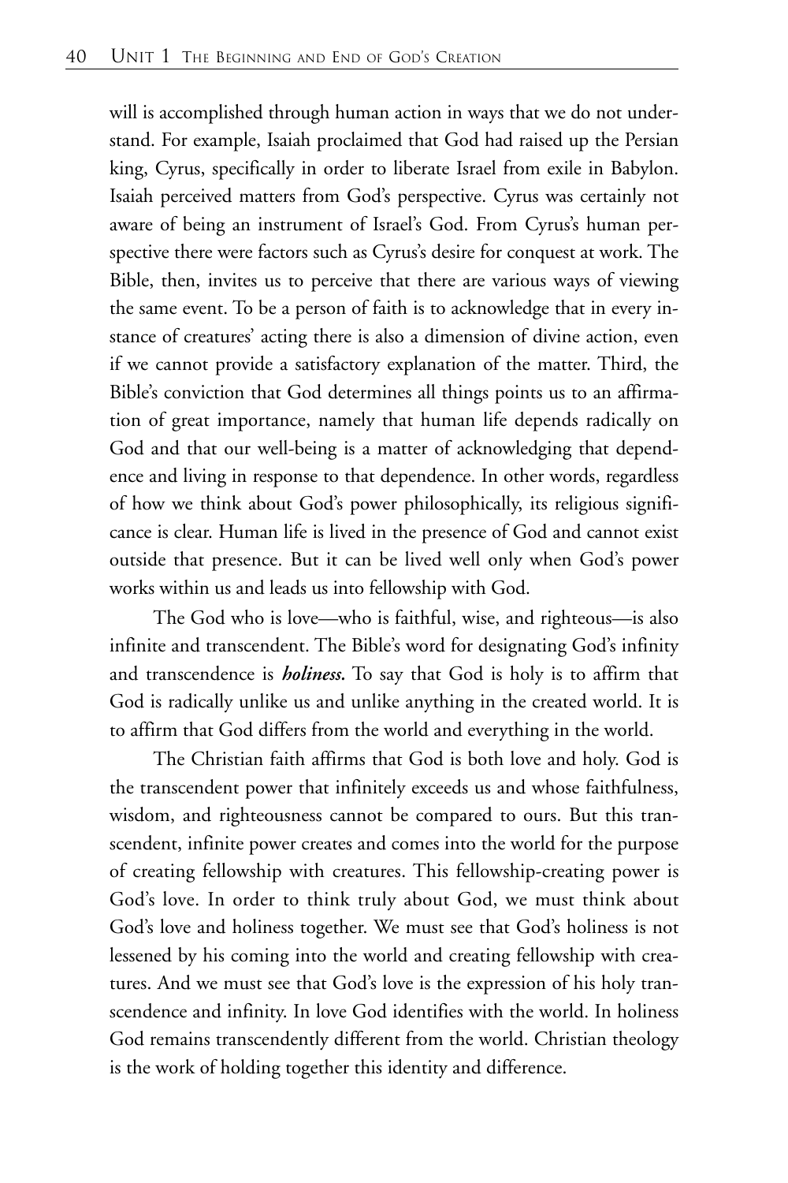will is accomplished through human action in ways that we do not understand. For example, Isaiah proclaimed that God had raised up the Persian king, Cyrus, specifically in order to liberate Israel from exile in Babylon. Isaiah perceived matters from God's perspective. Cyrus was certainly not aware of being an instrument of Israel's God. From Cyrus's human perspective there were factors such as Cyrus's desire for conquest at work. The Bible, then, invites us to perceive that there are various ways of viewing the same event. To be a person of faith is to acknowledge that in every instance of creatures' acting there is also a dimension of divine action, even if we cannot provide a satisfactory explanation of the matter. Third, the Bible's conviction that God determines all things points us to an affirmation of great importance, namely that human life depends radically on God and that our well-being is a matter of acknowledging that dependence and living in response to that dependence. In other words, regardless of how we think about God's power philosophically, its religious significance is clear. Human life is lived in the presence of God and cannot exist outside that presence. But it can be lived well only when God's power works within us and leads us into fellowship with God.

The God who is love—who is faithful, wise, and righteous—is also infinite and transcendent. The Bible's word for designating God's infinity and transcendence is ***holiness.*** To say that God is holy is to affirm that God is radically unlike us and unlike anything in the created world. It is to affirm that God differs from the world and everything in the world.

The Christian faith affirms that God is both love and holy. God is the transcendent power that infinitely exceeds us and whose faithfulness, wisdom, and righteousness cannot be compared to ours. But this transcendent, infinite power creates and comes into the world for the purpose of creating fellowship with creatures. This fellowship-creating power is God's love. In order to think truly about God, we must think about God's love and holiness together. We must see that God's holiness is not lessened by his coming into the world and creating fellowship with creatures. And we must see that God's love is the expression of his holy transcendence and infinity. In love God identifies with the world. In holiness God remains transcendently different from the world. Christian theology is the work of holding together this identity and difference.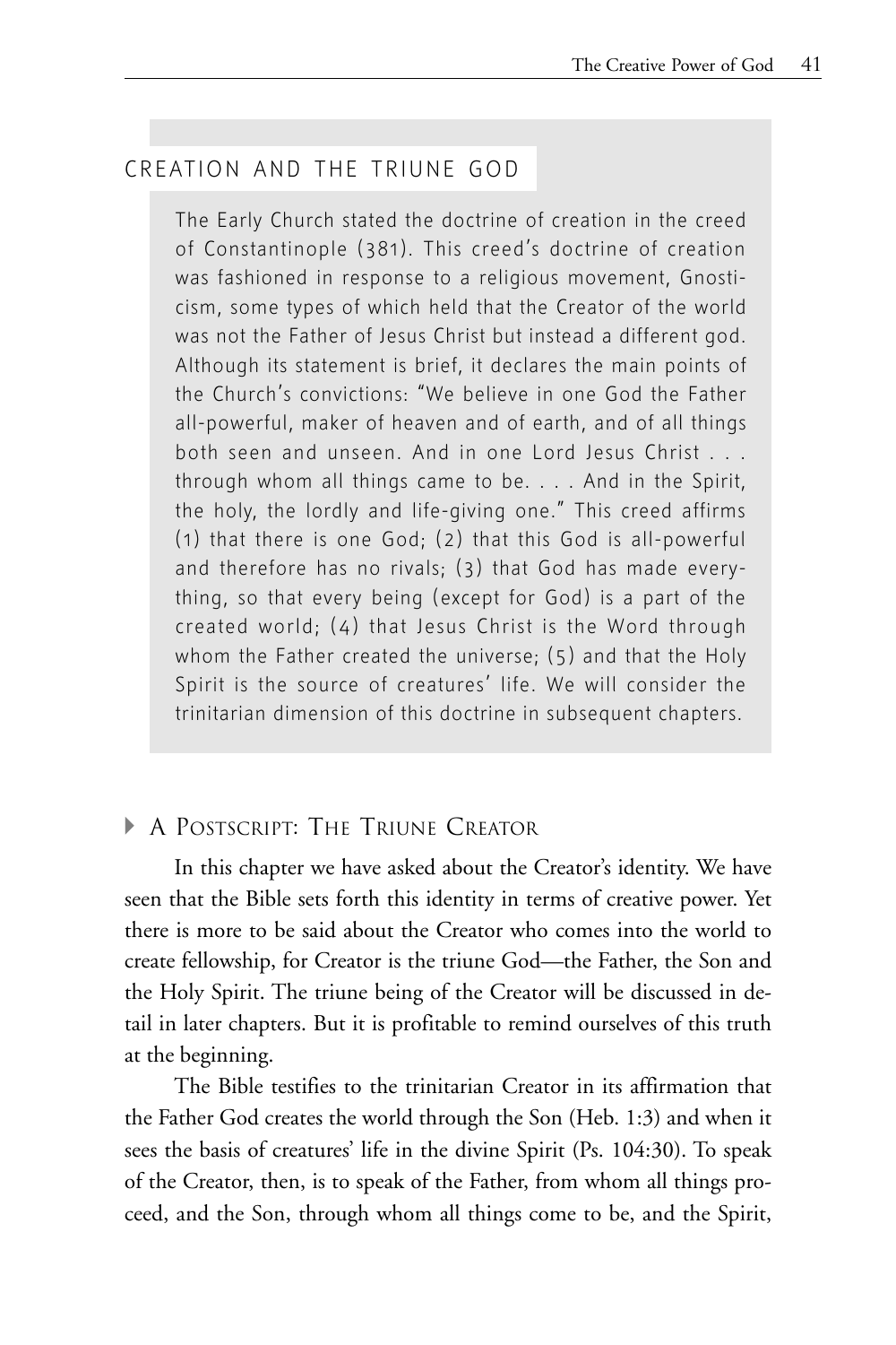### CREATION AND THE TRIUNE GOD

The Early Church stated the doctrine of creation in the creed of Constantinople (381). This creed's doctrine of creation was fashioned in response to a religious movement, Gnosticism, some types of which held that the Creator of the world was not the Father of Jesus Christ but instead a different god. Although its statement is brief, it declares the main points of the Church's convictions: "We believe in one God the Father all-powerful, maker of heaven and of earth, and of all things both seen and unseen. And in one Lord Jesus Christ . . . through whom all things came to be. . . . And in the Spirit, the holy, the lordly and life-giving one." This creed affirms (1) that there is one God; (2) that this God is all-powerful and therefore has no rivals; (3) that God has made everything, so that every being (except for God) is a part of the created world; (4) that Jesus Christ is the Word through whom the Father created the universe; (5) and that the Holy Spirit is the source of creatures' life. We will consider the trinitarian dimension of this doctrine in subsequent chapters.

## A Postscript: The Triune Creator

In this chapter we have asked about the Creator's identity. We have seen that the Bible sets forth this identity in terms of creative power. Yet there is more to be said about the Creator who comes into the world to create fellowship, for Creator is the triune God—the Father, the Son and the Holy Spirit. The triune being of the Creator will be discussed in detail in later chapters. But it is profitable to remind ourselves of this truth at the beginning.

The Bible testifies to the trinitarian Creator in its affirmation that the Father God creates the world through the Son (Heb. 1:3) and when it sees the basis of creatures' life in the divine Spirit (Ps. 104:30). To speak of the Creator, then, is to speak of the Father, from whom all things proceed, and the Son, through whom all things come to be, and the Spirit,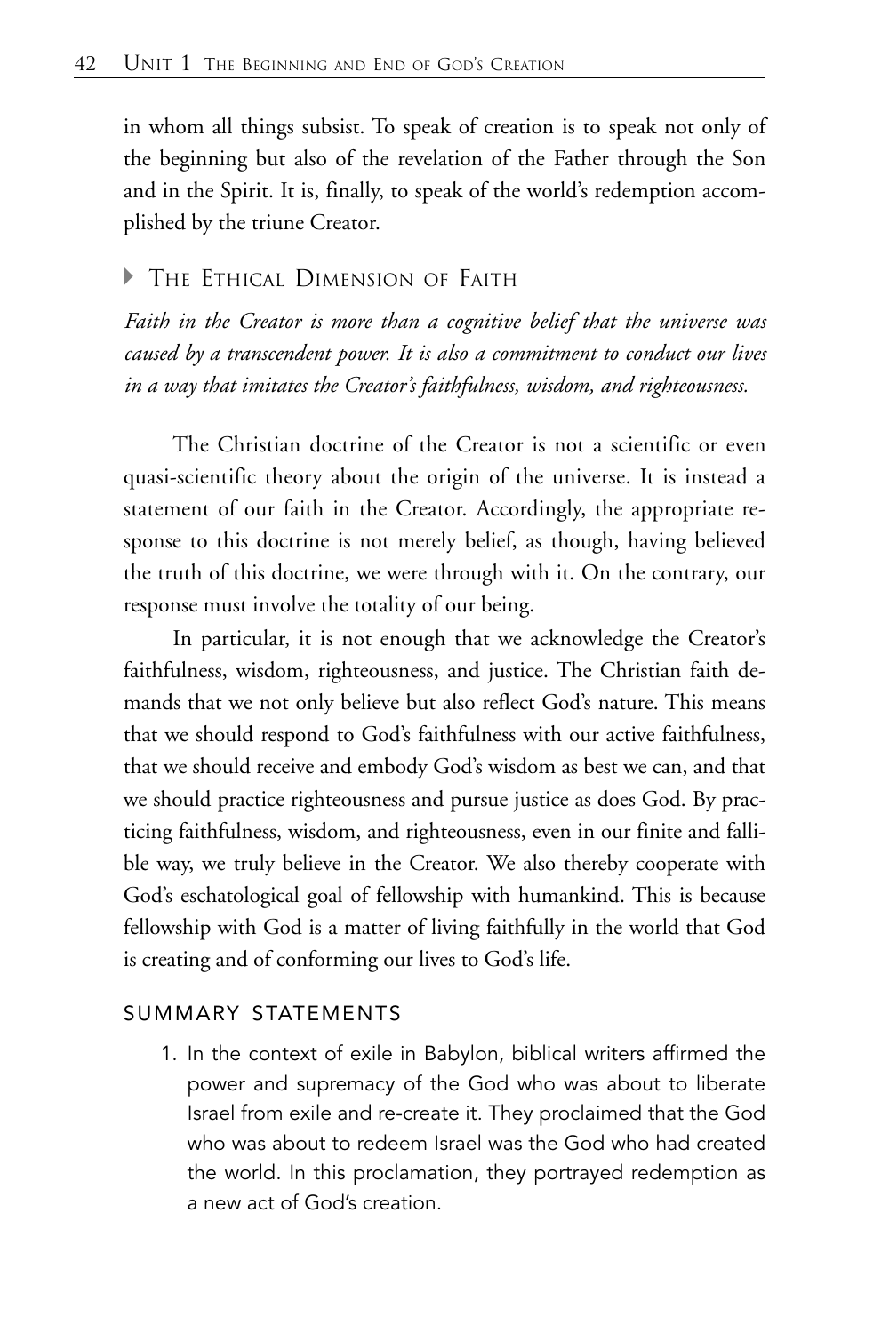in whom all things subsist. To speak of creation is to speak not only of the beginning but also of the revelation of the Father through the Son and in the Spirit. It is, finally, to speak of the world's redemption accomplished by the triune Creator.

## The Ethical Dimension of Faith

*Faith in the Creator is more than a cognitive belief that the universe was caused by a transcendent power. It is also a commitment to conduct our lives in a way that imitates the Creator's faithfulness, wisdom, and righteousness.*

The Christian doctrine of the Creator is not a scientific or even quasi-scientific theory about the origin of the universe. It is instead a statement of our faith in the Creator. Accordingly, the appropriate response to this doctrine is not merely belief, as though, having believed the truth of this doctrine, we were through with it. On the contrary, our response must involve the totality of our being.

In particular, it is not enough that we acknowledge the Creator's faithfulness, wisdom, righteousness, and justice. The Christian faith demands that we not only believe but also reflect God's nature. This means that we should respond to God's faithfulness with our active faithfulness, that we should receive and embody God's wisdom as best we can, and that we should practice righteousness and pursue justice as does God. By practicing faithfulness, wisdom, and righteousness, even in our finite and fallible way, we truly believe in the Creator. We also thereby cooperate with God's eschatological goal of fellowship with humankind. This is because fellowship with God is a matter of living faithfully in the world that God is creating and of conforming our lives to God's life.

### Summary Statements

1. In the context of exile in Babylon, biblical writers affirmed the power and supremacy of the God who was about to liberate Israel from exile and re-create it. They proclaimed that the God who was about to redeem Israel was the God who had created the world. In this proclamation, they portrayed redemption as a new act of God's creation.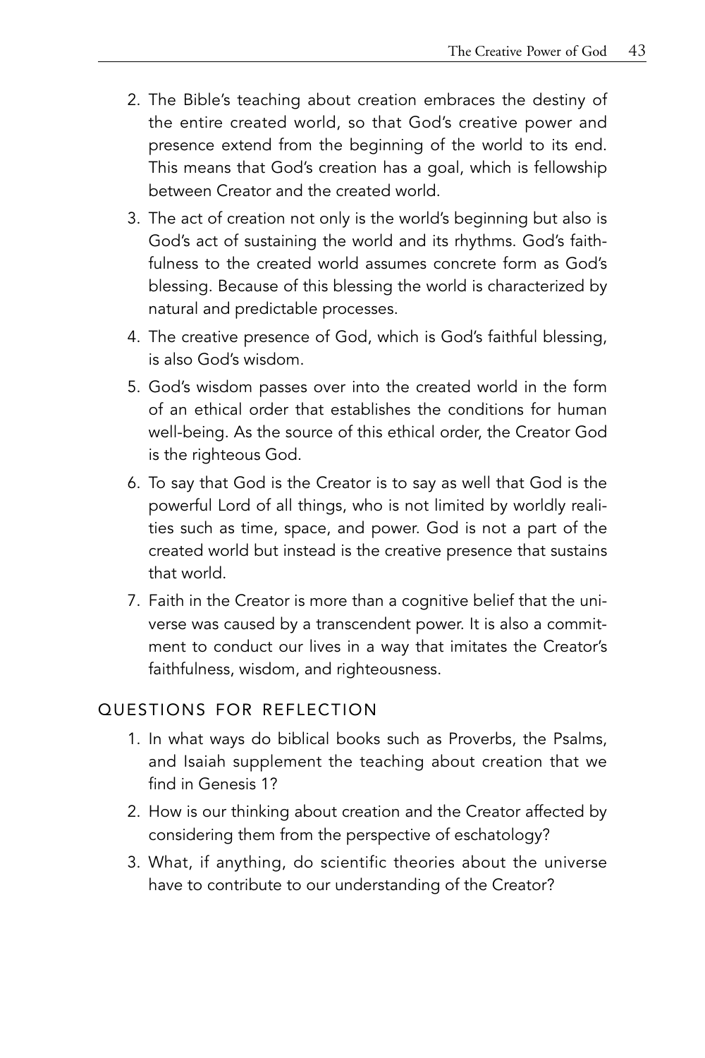2. The Bible's teaching about creation embraces the destiny of the entire created world, so that God's creative power and presence extend from the beginning of the world to its end. This means that God's creation has a goal, which is fellowship between Creator and the created world.
3. The act of creation not only is the world's beginning but also is God's act of sustaining the world and its rhythms. God's faithfulness to the created world assumes concrete form as God's blessing. Because of this blessing the world is characterized by natural and predictable processes.
4. The creative presence of God, which is God's faithful blessing, is also God's wisdom.
5. God's wisdom passes over into the created world in the form of an ethical order that establishes the conditions for human well-being. As the source of this ethical order, the Creator God is the righteous God.
6. To say that God is the Creator is to say as well that God is the powerful Lord of all things, who is not limited by worldly realities such as time, space, and power. God is not a part of the created world but instead is the creative presence that sustains that world.
7. Faith in the Creator is more than a cognitive belief that the universe was caused by a transcendent power. It is also a commitment to conduct our lives in a way that imitates the Creator's faithfulness, wisdom, and righteousness.

## QUESTIONS FOR REFLECTION

1. In what ways do biblical books such as Proverbs, the Psalms, and Isaiah supplement the teaching about creation that we find in Genesis 1?
2. How is our thinking about creation and the Creator affected by considering them from the perspective of eschatology?
3. What, if anything, do scientific theories about the universe have to contribute to our understanding of the Creator?